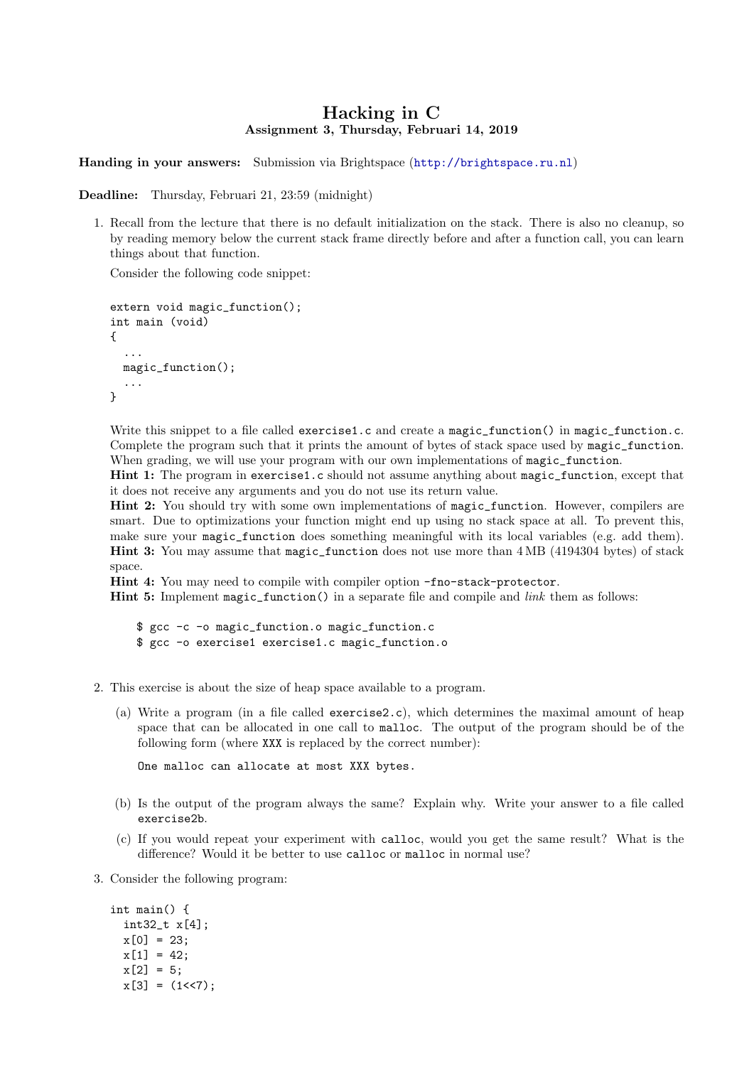# Hacking in C

**Assignment 3, Thursday, Februari 14, 2019**

**Handing in your answers:** Submission via Brightspace (http://brightspace.ru.nl)

**Deadline:** Thursday, Februari 21, 23:59 (midnight)

1. Recall from the lecture that there is no default initialization on the stack. There is also no cleanup, so by reading memory below the current stack frame directly before and after a function call, you can learn things about that function.

   Consider the following code snippet:

   ```
   extern void magic_function();
   int main (void)
   {
     ...
     magic_function();
     ...
   }
   ```

   Write this snippet to a file called `exercise1.c` and create a `magic_function()` in `magic_function.c`. Complete the program such that it prints the amount of bytes of stack space used by `magic_function`. When grading, we will use your program with our own implementations of `magic_function`.
   **Hint 1:** The program in `exercise1.c` should not assume anything about `magic_function`, except that it does not receive any arguments and you do not use its return value.
   **Hint 2:** You should try with some own implementations of `magic_function`. However, compilers are smart. Due to optimizations your function might end up using no stack space at all. To prevent this, make sure your `magic_function` does something meaningful with its local variables (e.g. add them).
   **Hint 3:** You may assume that `magic_function` does not use more than 4 MB (4194304 bytes) of stack space.
   **Hint 4:** You may need to compile with compiler option `-fno-stack-protector`.
   **Hint 5:** Implement `magic_function()` in a separate file and compile and *link* them as follows:

   ```
   $ gcc -c -o magic_function.o magic_function.c
   $ gcc -o exercise1 exercise1.c magic_function.o
   ```

2. This exercise is about the size of heap space available to a program.

   (a) Write a program (in a file called `exercise2.c`), which determines the maximal amount of heap space that can be allocated in one call to `malloc`. The output of the program should be of the following form (where `XXX` is replaced by the correct number):

   ```
   One malloc can allocate at most XXX bytes.
   ```

   (b) Is the output of the program always the same? Explain why. Write your answer to a file called `exercise2b`.

   (c) If you would repeat your experiment with `calloc`, would you get the same result? What is the difference? Would it be better to use `calloc` or `malloc` in normal use?

3. Consider the following program:

   ```
   int main() {
     int32_t x[4];
     x[0] = 23;
     x[1] = 42;
     x[2] = 5;
     x[3] = (1<<7);
   ```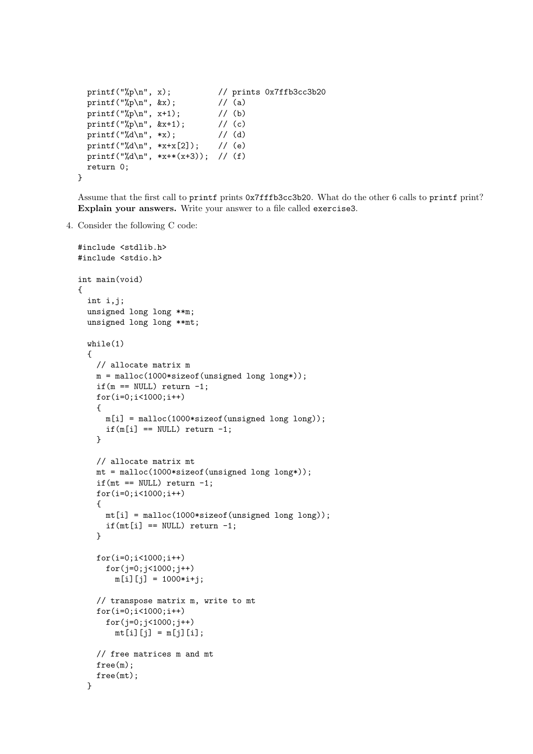```
  printf("%p\n", x);          // prints 0x7ffb3cc3b20
  printf("%p\n", &x);         // (a)
  printf("%p\n", x+1);        // (b)
  printf("%p\n", &x+1);       // (c)
  printf("%d\n", *x);         // (d)
  printf("%d\n", *x+x[2]);    // (e)
  printf("%d\n", *x+*(x+3));  // (f)
  return 0;
}
```

Assume that the first call to `printf` prints `0x7fffb3cc3b20`. What do the other 6 calls to `printf` print? **Explain your answers.** Write your answer to a file called `exercise3`.

4. Consider the following C code:

```
#include <stdlib.h>
#include <stdio.h>

int main(void)
{
  int i,j;
  unsigned long long **m;
  unsigned long long **mt;

  while(1)
  {
    // allocate matrix m
    m = malloc(1000*sizeof(unsigned long long*));
    if(m == NULL) return -1;
    for(i=0;i<1000;i++)
    {
      m[i] = malloc(1000*sizeof(unsigned long long));
      if(m[i] == NULL) return -1;
    }

    // allocate matrix mt
    mt = malloc(1000*sizeof(unsigned long long*));
    if(mt == NULL) return -1;
    for(i=0;i<1000;i++)
    {
      mt[i] = malloc(1000*sizeof(unsigned long long));
      if(mt[i] == NULL) return -1;
    }

    for(i=0;i<1000;i++)
      for(j=0;j<1000;j++)
        m[i][j] = 1000*i+j;

    // transpose matrix m, write to mt
    for(i=0;i<1000;i++)
      for(j=0;j<1000;j++)
        mt[i][j] = m[j][i];

    // free matrices m and mt
    free(m);
    free(mt);
  }
```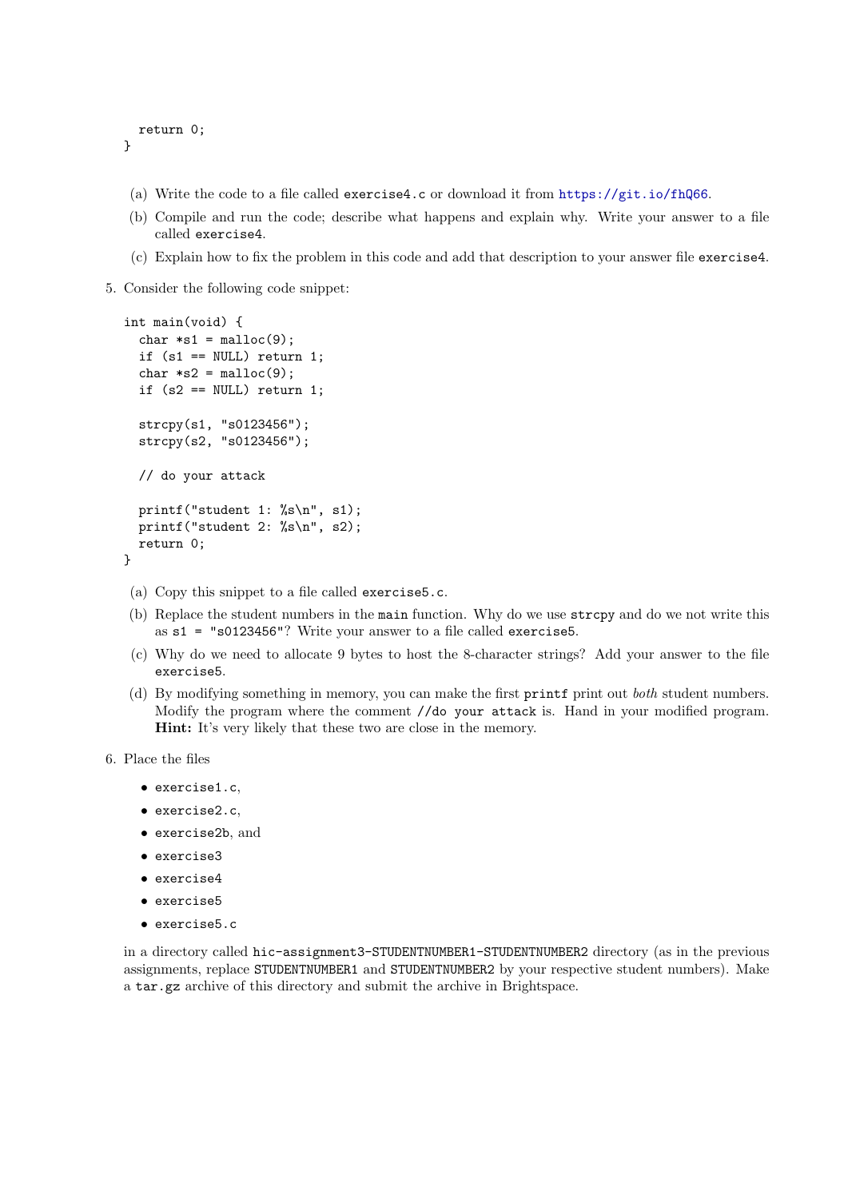```
  return 0;
}
```

(a) Write the code to a file called `exercise4.c` or download it from https://git.io/fhQ66.

(b) Compile and run the code; describe what happens and explain why. Write your answer to a file called `exercise4`.

(c) Explain how to fix the problem in this code and add that description to your answer file `exercise4`.

5. Consider the following code snippet:

```
int main(void) {
  char *s1 = malloc(9);
  if (s1 == NULL) return 1;
  char *s2 = malloc(9);
  if (s2 == NULL) return 1;

  strcpy(s1, "s0123456");
  strcpy(s2, "s0123456");

  // do your attack

  printf("student 1: %s\n", s1);
  printf("student 2: %s\n", s2);
  return 0;
}
```

(a) Copy this snippet to a file called `exercise5.c`.

(b) Replace the student numbers in the `main` function. Why do we use `strcpy` and do we not write this as `s1 = "s0123456"`? Write your answer to a file called `exercise5`.

(c) Why do we need to allocate 9 bytes to host the 8-character strings? Add your answer to the file `exercise5`.

(d) By modifying something in memory, you can make the first `printf` print out *both* student numbers. Modify the program where the comment `//do your attack` is. Hand in your modified program. **Hint:** It's very likely that these two are close in the memory.

6. Place the files

- `exercise1.c`,
- `exercise2.c`,
- `exercise2b`, and
- `exercise3`
- `exercise4`
- `exercise5`
- `exercise5.c`

in a directory called `hic-assignment3-STUDENTNUMBER1-STUDENTNUMBER2` directory (as in the previous assignments, replace `STUDENTNUMBER1` and `STUDENTNUMBER2` by your respective student numbers). Make a `tar.gz` archive of this directory and submit the archive in Brightspace.